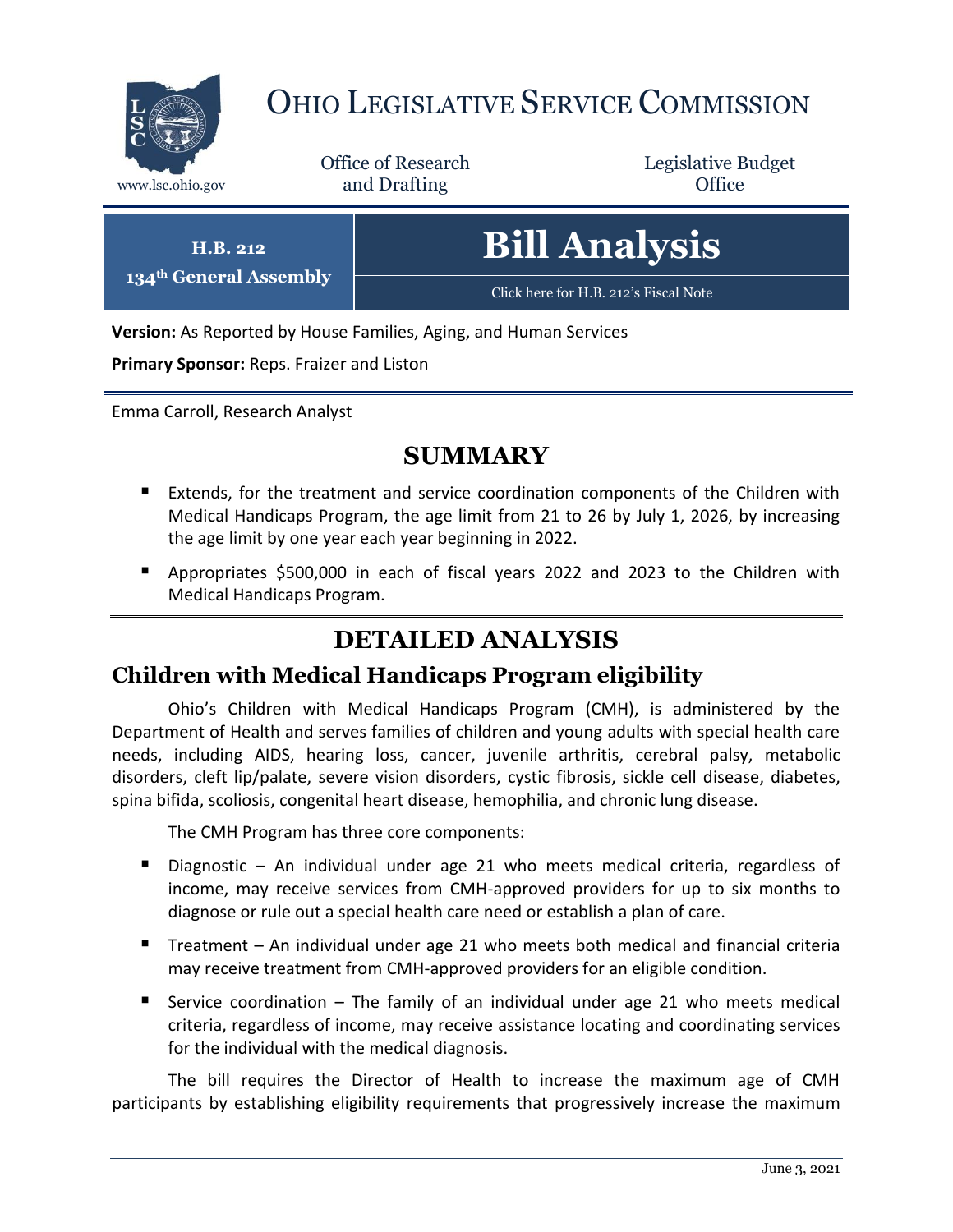# Ohio Legislative Service Commission

www.lsc.ohio.gov

Office of Research and Drafting

Legislative Budget Office

**H.B. 212**
**134th General Assembly**

# Bill Analysis

Click here for H.B. 212's Fiscal Note

**Version:** As Reported by House Families, Aging, and Human Services

**Primary Sponsor:** Reps. Fraizer and Liston

Emma Carroll, Research Analyst

## SUMMARY

- Extends, for the treatment and service coordination components of the Children with Medical Handicaps Program, the age limit from 21 to 26 by July 1, 2026, by increasing the age limit by one year each year beginning in 2022.
- Appropriates $500,000 in each of fiscal years 2022 and 2023 to the Children with Medical Handicaps Program.

## DETAILED ANALYSIS

### Children with Medical Handicaps Program eligibility

Ohio's Children with Medical Handicaps Program (CMH), is administered by the Department of Health and serves families of children and young adults with special health care needs, including AIDS, hearing loss, cancer, juvenile arthritis, cerebral palsy, metabolic disorders, cleft lip/palate, severe vision disorders, cystic fibrosis, sickle cell disease, diabetes, spina bifida, scoliosis, congenital heart disease, hemophilia, and chronic lung disease.

The CMH Program has three core components:

- Diagnostic – An individual under age 21 who meets medical criteria, regardless of income, may receive services from CMH-approved providers for up to six months to diagnose or rule out a special health care need or establish a plan of care.
- Treatment – An individual under age 21 who meets both medical and financial criteria may receive treatment from CMH-approved providers for an eligible condition.
- Service coordination – The family of an individual under age 21 who meets medical criteria, regardless of income, may receive assistance locating and coordinating services for the individual with the medical diagnosis.

The bill requires the Director of Health to increase the maximum age of CMH participants by establishing eligibility requirements that progressively increase the maximum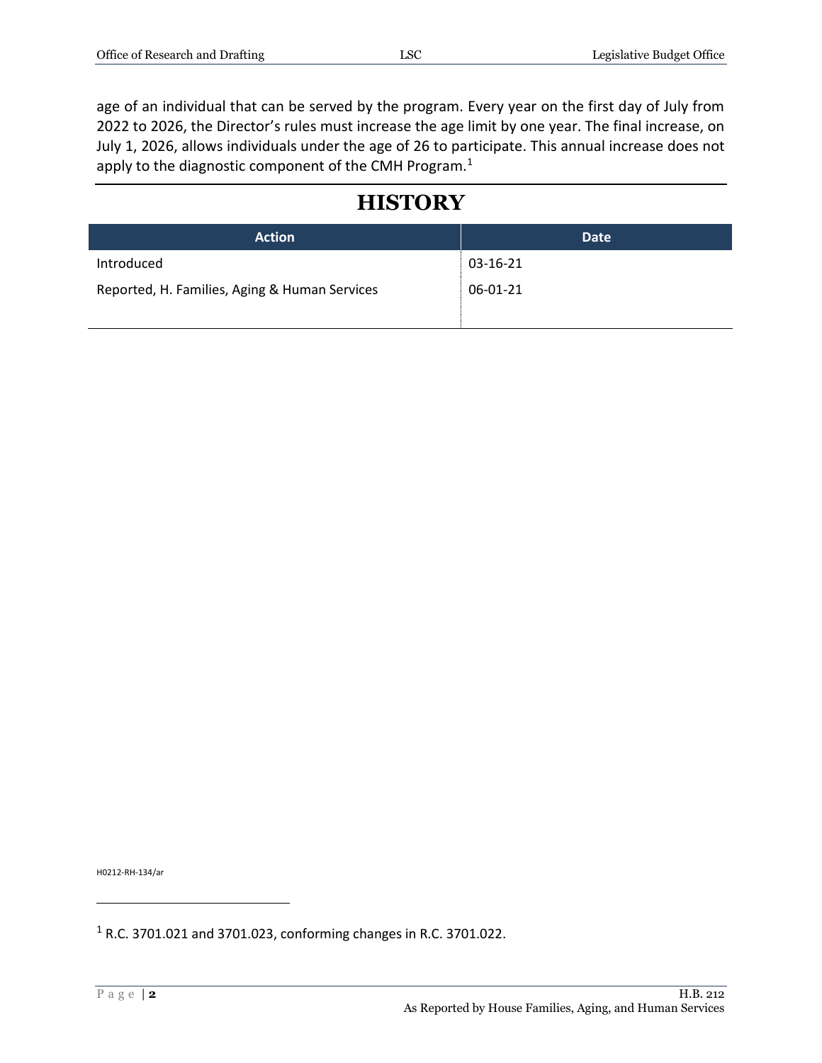age of an individual that can be served by the program. Every year on the first day of July from 2022 to 2026, the Director's rules must increase the age limit by one year. The final increase, on July 1, 2026, allows individuals under the age of 26 to participate. This annual increase does not apply to the diagnostic component of the CMH Program.[1]

# HISTORY

| Action | Date |
| --- | --- |
| Introduced | 03-16-21 |
| Reported, H. Families, Aging & Human Services | 06-01-21 |

H0212-RH-134/ar

[1] R.C. 3701.021 and 3701.023, conforming changes in R.C. 3701.022.